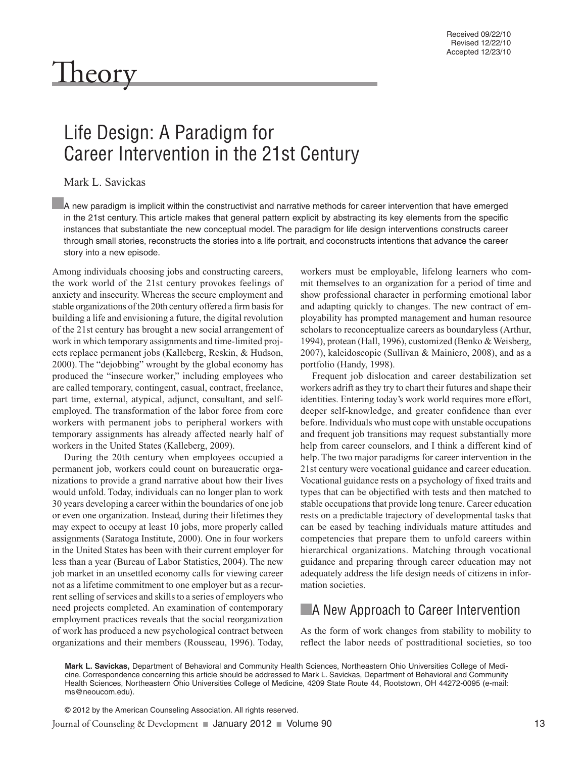Received 09/22/10
Revised 12/22/10
Accepted 12/23/10

# Theory

## Life Design: A Paradigm for Career Intervention in the 21st Century

Mark L. Savickas

A new paradigm is implicit within the constructivist and narrative methods for career intervention that have emerged in the 21st century. This article makes that general pattern explicit by abstracting its key elements from the specific instances that substantiate the new conceptual model. The paradigm for life design interventions constructs career through small stories, reconstructs the stories into a life portrait, and coconstructs intentions that advance the career story into a new episode.

Among individuals choosing jobs and constructing careers, the work world of the 21st century provokes feelings of anxiety and insecurity. Whereas the secure employment and stable organizations of the 20th century offered a firm basis for building a life and envisioning a future, the digital revolution of the 21st century has brought a new social arrangement of work in which temporary assignments and time-limited projects replace permanent jobs (Kalleberg, Reskin, & Hudson, 2000). The "dejobbing" wrought by the global economy has produced the "insecure worker," including employees who are called temporary, contingent, casual, contract, freelance, part time, external, atypical, adjunct, consultant, and self-employed. The transformation of the labor force from core workers with permanent jobs to peripheral workers with temporary assignments has already affected nearly half of workers in the United States (Kalleberg, 2009).

During the 20th century when employees occupied a permanent job, workers could count on bureaucratic organizations to provide a grand narrative about how their lives would unfold. Today, individuals can no longer plan to work 30 years developing a career within the boundaries of one job or even one organization. Instead, during their lifetimes they may expect to occupy at least 10 jobs, more properly called assignments (Saratoga Institute, 2000). One in four workers in the United States has been with their current employer for less than a year (Bureau of Labor Statistics, 2004). The new job market in an unsettled economy calls for viewing career not as a lifetime commitment to one employer but as a recurrent selling of services and skills to a series of employers who need projects completed. An examination of contemporary employment practices reveals that the social reorganization of work has produced a new psychological contract between organizations and their members (Rousseau, 1996). Today, workers must be employable, lifelong learners who commit themselves to an organization for a period of time and show professional character in performing emotional labor and adapting quickly to changes. The new contract of employability has prompted management and human resource scholars to reconceptualize careers as boundaryless (Arthur, 1994), protean (Hall, 1996), customized (Benko & Weisberg, 2007), kaleidoscopic (Sullivan & Mainiero, 2008), and as a portfolio (Handy, 1998).

Frequent job dislocation and career destabilization set workers adrift as they try to chart their futures and shape their identities. Entering today's work world requires more effort, deeper self-knowledge, and greater confidence than ever before. Individuals who must cope with unstable occupations and frequent job transitions may request substantially more help from career counselors, and I think a different kind of help. The two major paradigms for career intervention in the 21st century were vocational guidance and career education. Vocational guidance rests on a psychology of fixed traits and types that can be objectified with tests and then matched to stable occupations that provide long tenure. Career education rests on a predictable trajectory of developmental tasks that can be eased by teaching individuals mature attitudes and competencies that prepare them to unfold careers within hierarchical organizations. Matching through vocational guidance and preparing through career education may not adequately address the life design needs of citizens in information societies.

### A New Approach to Career Intervention

As the form of work changes from stability to mobility to reflect the labor needs of posttraditional societies, so too

**Mark L. Savickas,** Department of Behavioral and Community Health Sciences, Northeastern Ohio Universities College of Medicine. Correspondence concerning this article should be addressed to Mark L. Savickas, Department of Behavioral and Community Health Sciences, Northeastern Ohio Universities College of Medicine, 4209 State Route 44, Rootstown, OH 44272-0095 (e-mail: ms@neoucom.edu).

© 2012 by the American Counseling Association. All rights reserved.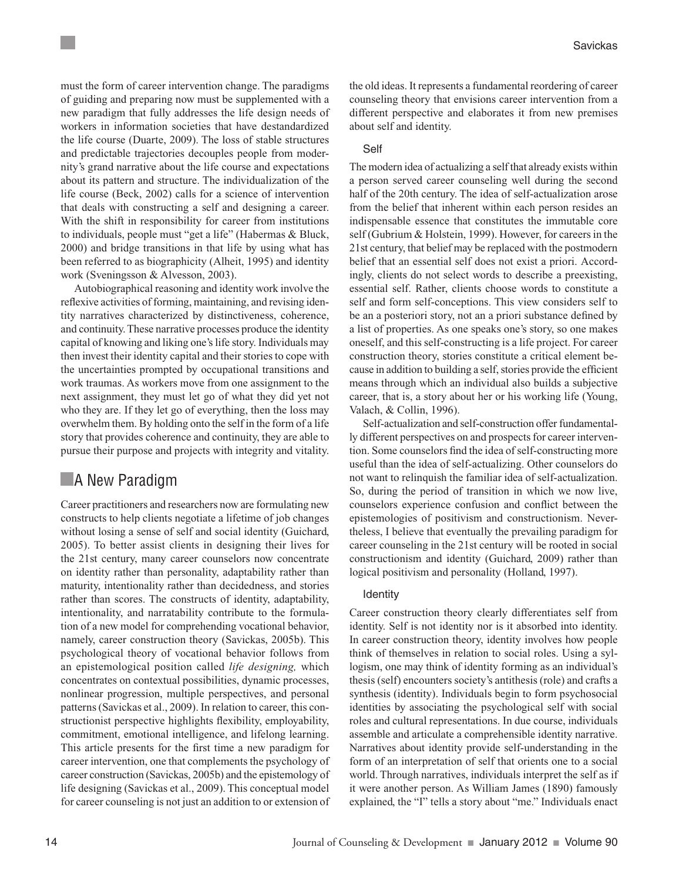must the form of career intervention change. The paradigms of guiding and preparing now must be supplemented with a new paradigm that fully addresses the life design needs of workers in information societies that have destandardized the life course (Duarte, 2009). The loss of stable structures and predictable trajectories decouples people from modernity's grand narrative about the life course and expectations about its pattern and structure. The individualization of the life course (Beck, 2002) calls for a science of intervention that deals with constructing a self and designing a career. With the shift in responsibility for career from institutions to individuals, people must "get a life" (Habermas & Bluck, 2000) and bridge transitions in that life by using what has been referred to as biographicity (Alheit, 1995) and identity work (Sveningsson & Alvesson, 2003).

Autobiographical reasoning and identity work involve the reflexive activities of forming, maintaining, and revising identity narratives characterized by distinctiveness, coherence, and continuity. These narrative processes produce the identity capital of knowing and liking one's life story. Individuals may then invest their identity capital and their stories to cope with the uncertainties prompted by occupational transitions and work traumas. As workers move from one assignment to the next assignment, they must let go of what they did yet not who they are. If they let go of everything, then the loss may overwhelm them. By holding onto the self in the form of a life story that provides coherence and continuity, they are able to pursue their purpose and projects with integrity and vitality.

## A New Paradigm

Career practitioners and researchers now are formulating new constructs to help clients negotiate a lifetime of job changes without losing a sense of self and social identity (Guichard, 2005). To better assist clients in designing their lives for the 21st century, many career counselors now concentrate on identity rather than personality, adaptability rather than maturity, intentionality rather than decidedness, and stories rather than scores. The constructs of identity, adaptability, intentionality, and narratability contribute to the formulation of a new model for comprehending vocational behavior, namely, career construction theory (Savickas, 2005b). This psychological theory of vocational behavior follows from an epistemological position called *life designing,* which concentrates on contextual possibilities, dynamic processes, nonlinear progression, multiple perspectives, and personal patterns (Savickas et al., 2009). In relation to career, this constructionist perspective highlights flexibility, employability, commitment, emotional intelligence, and lifelong learning. This article presents for the first time a new paradigm for career intervention, one that complements the psychology of career construction (Savickas, 2005b) and the epistemology of life designing (Savickas et al., 2009). This conceptual model for career counseling is not just an addition to or extension of the old ideas. It represents a fundamental reordering of career counseling theory that envisions career intervention from a different perspective and elaborates it from new premises about self and identity.

### Self

The modern idea of actualizing a self that already exists within a person served career counseling well during the second half of the 20th century. The idea of self-actualization arose from the belief that inherent within each person resides an indispensable essence that constitutes the immutable core self (Gubrium & Holstein, 1999). However, for careers in the 21st century, that belief may be replaced with the postmodern belief that an essential self does not exist a priori. Accordingly, clients do not select words to describe a preexisting, essential self. Rather, clients choose words to constitute a self and form self-conceptions. This view considers self to be an a posteriori story, not an a priori substance defined by a list of properties. As one speaks one's story, so one makes oneself, and this self-constructing is a life project. For career construction theory, stories constitute a critical element because in addition to building a self, stories provide the efficient means through which an individual also builds a subjective career, that is, a story about her or his working life (Young, Valach, & Collin, 1996).

Self-actualization and self-construction offer fundamentally different perspectives on and prospects for career intervention. Some counselors find the idea of self-constructing more useful than the idea of self-actualizing. Other counselors do not want to relinquish the familiar idea of self-actualization. So, during the period of transition in which we now live, counselors experience confusion and conflict between the epistemologies of positivism and constructionism. Nevertheless, I believe that eventually the prevailing paradigm for career counseling in the 21st century will be rooted in social constructionism and identity (Guichard, 2009) rather than logical positivism and personality (Holland, 1997).

### Identity

Career construction theory clearly differentiates self from identity. Self is not identity nor is it absorbed into identity. In career construction theory, identity involves how people think of themselves in relation to social roles. Using a syllogism, one may think of identity forming as an individual's thesis (self) encounters society's antithesis (role) and crafts a synthesis (identity). Individuals begin to form psychosocial identities by associating the psychological self with social roles and cultural representations. In due course, individuals assemble and articulate a comprehensible identity narrative. Narratives about identity provide self-understanding in the form of an interpretation of self that orients one to a social world. Through narratives, individuals interpret the self as if it were another person. As William James (1890) famously explained, the "I" tells a story about "me." Individuals enact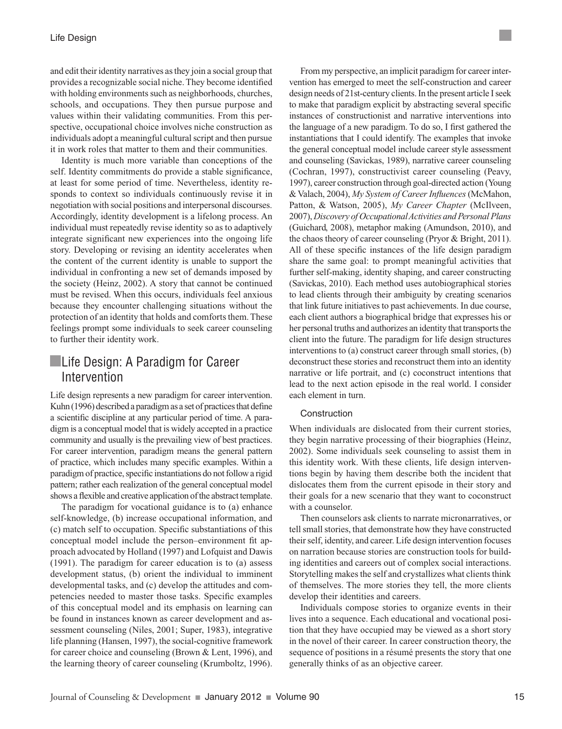and edit their identity narratives as they join a social group that provides a recognizable social niche. They become identified with holding environments such as neighborhoods, churches, schools, and occupations. They then pursue purpose and values within their validating communities. From this perspective, occupational choice involves niche construction as individuals adopt a meaningful cultural script and then pursue it in work roles that matter to them and their communities.

Identity is much more variable than conceptions of the self. Identity commitments do provide a stable significance, at least for some period of time. Nevertheless, identity responds to context so individuals continuously revise it in negotiation with social positions and interpersonal discourses. Accordingly, identity development is a lifelong process. An individual must repeatedly revise identity so as to adaptively integrate significant new experiences into the ongoing life story. Developing or revising an identity accelerates when the content of the current identity is unable to support the individual in confronting a new set of demands imposed by the society (Heinz, 2002). A story that cannot be continued must be revised. When this occurs, individuals feel anxious because they encounter challenging situations without the protection of an identity that holds and comforts them. These feelings prompt some individuals to seek career counseling to further their identity work.

## Life Design: A Paradigm for Career Intervention

Life design represents a new paradigm for career intervention. Kuhn (1996) described a paradigm as a set of practices that define a scientific discipline at any particular period of time. A paradigm is a conceptual model that is widely accepted in a practice community and usually is the prevailing view of best practices. For career intervention, paradigm means the general pattern of practice, which includes many specific examples. Within a paradigm of practice, specific instantiations do not follow a rigid pattern; rather each realization of the general conceptual model shows a flexible and creative application of the abstract template.

The paradigm for vocational guidance is to (a) enhance self-knowledge, (b) increase occupational information, and (c) match self to occupation. Specific substantiations of this conceptual model include the person–environment fit approach advocated by Holland (1997) and Lofquist and Dawis (1991). The paradigm for career education is to (a) assess development status, (b) orient the individual to imminent developmental tasks, and (c) develop the attitudes and competencies needed to master those tasks. Specific examples of this conceptual model and its emphasis on learning can be found in instances known as career development and assessment counseling (Niles, 2001; Super, 1983), integrative life planning (Hansen, 1997), the social-cognitive framework for career choice and counseling (Brown & Lent, 1996), and the learning theory of career counseling (Krumboltz, 1996).

From my perspective, an implicit paradigm for career intervention has emerged to meet the self-construction and career design needs of 21st-century clients. In the present article I seek to make that paradigm explicit by abstracting several specific instances of constructionist and narrative interventions into the language of a new paradigm. To do so, I first gathered the instantiations that I could identify. The examples that invoke the general conceptual model include career style assessment and counseling (Savickas, 1989), narrative career counseling (Cochran, 1997), constructivist career counseling (Peavy, 1997), career construction through goal-directed action (Young & Valach, 2004), *My System of Career Influences* (McMahon, Patton, & Watson, 2005), *My Career Chapter* (McIlveen, 2007), *Discovery of Occupational Activities and Personal Plans* (Guichard, 2008), metaphor making (Amundson, 2010), and the chaos theory of career counseling (Pryor & Bright, 2011). All of these specific instances of the life design paradigm share the same goal: to prompt meaningful activities that further self-making, identity shaping, and career constructing (Savickas, 2010). Each method uses autobiographical stories to lead clients through their ambiguity by creating scenarios that link future initiatives to past achievements. In due course, each client authors a biographical bridge that expresses his or her personal truths and authorizes an identity that transports the client into the future. The paradigm for life design structures interventions to (a) construct career through small stories, (b) deconstruct these stories and reconstruct them into an identity narrative or life portrait, and (c) coconstruct intentions that lead to the next action episode in the real world. I consider each element in turn.

### Construction

When individuals are dislocated from their current stories, they begin narrative processing of their biographies (Heinz, 2002). Some individuals seek counseling to assist them in this identity work. With these clients, life design interventions begin by having them describe both the incident that dislocates them from the current episode in their story and their goals for a new scenario that they want to coconstruct with a counselor.

Then counselors ask clients to narrate micronarratives, or tell small stories, that demonstrate how they have constructed their self, identity, and career. Life design intervention focuses on narration because stories are construction tools for building identities and careers out of complex social interactions. Storytelling makes the self and crystallizes what clients think of themselves. The more stories they tell, the more clients develop their identities and careers.

Individuals compose stories to organize events in their lives into a sequence. Each educational and vocational position that they have occupied may be viewed as a short story in the novel of their career. In career construction theory, the sequence of positions in a résumé presents the story that one generally thinks of as an objective career.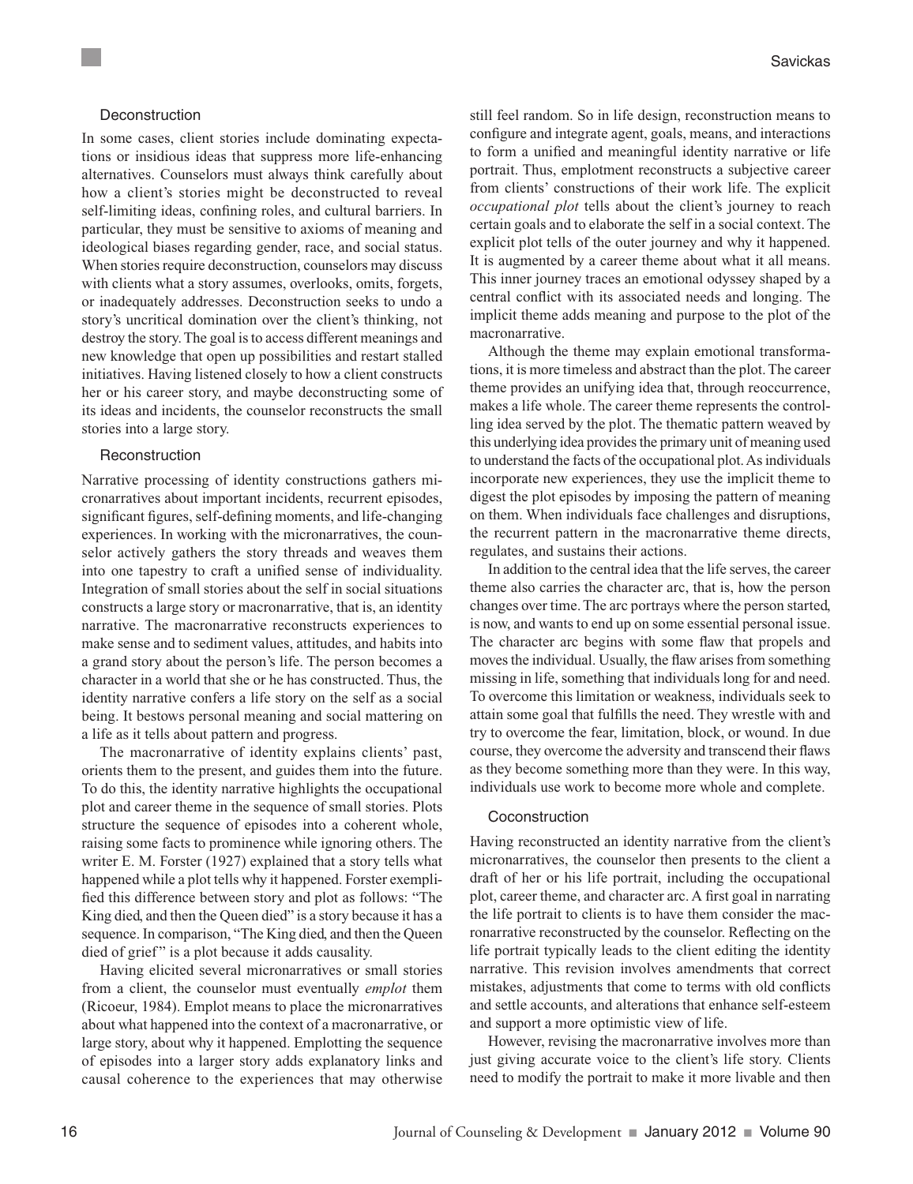### Deconstruction

In some cases, client stories include dominating expectations or insidious ideas that suppress more life-enhancing alternatives. Counselors must always think carefully about how a client's stories might be deconstructed to reveal self-limiting ideas, confining roles, and cultural barriers. In particular, they must be sensitive to axioms of meaning and ideological biases regarding gender, race, and social status. When stories require deconstruction, counselors may discuss with clients what a story assumes, overlooks, omits, forgets, or inadequately addresses. Deconstruction seeks to undo a story's uncritical domination over the client's thinking, not destroy the story. The goal is to access different meanings and new knowledge that open up possibilities and restart stalled initiatives. Having listened closely to how a client constructs her or his career story, and maybe deconstructing some of its ideas and incidents, the counselor reconstructs the small stories into a large story.

### Reconstruction

Narrative processing of identity constructions gathers micronarratives about important incidents, recurrent episodes, significant figures, self-defining moments, and life-changing experiences. In working with the micronarratives, the counselor actively gathers the story threads and weaves them into one tapestry to craft a unified sense of individuality. Integration of small stories about the self in social situations constructs a large story or macronarrative, that is, an identity narrative. The macronarrative reconstructs experiences to make sense and to sediment values, attitudes, and habits into a grand story about the person's life. The person becomes a character in a world that she or he has constructed. Thus, the identity narrative confers a life story on the self as a social being. It bestows personal meaning and social mattering on a life as it tells about pattern and progress.

The macronarrative of identity explains clients' past, orients them to the present, and guides them into the future. To do this, the identity narrative highlights the occupational plot and career theme in the sequence of small stories. Plots structure the sequence of episodes into a coherent whole, raising some facts to prominence while ignoring others. The writer E. M. Forster (1927) explained that a story tells what happened while a plot tells why it happened. Forster exemplified this difference between story and plot as follows: "The King died, and then the Queen died" is a story because it has a sequence. In comparison, "The King died, and then the Queen died of grief" is a plot because it adds causality.

Having elicited several micronarratives or small stories from a client, the counselor must eventually *emplot* them (Ricoeur, 1984). Emplot means to place the micronarratives about what happened into the context of a macronarrative, or large story, about why it happened. Emplotting the sequence of episodes into a larger story adds explanatory links and causal coherence to the experiences that may otherwise still feel random. So in life design, reconstruction means to configure and integrate agent, goals, means, and interactions to form a unified and meaningful identity narrative or life portrait. Thus, emplotment reconstructs a subjective career from clients' constructions of their work life. The explicit *occupational plot* tells about the client's journey to reach certain goals and to elaborate the self in a social context. The explicit plot tells of the outer journey and why it happened. It is augmented by a career theme about what it all means. This inner journey traces an emotional odyssey shaped by a central conflict with its associated needs and longing. The implicit theme adds meaning and purpose to the plot of the macronarrative.

Although the theme may explain emotional transformations, it is more timeless and abstract than the plot. The career theme provides an unifying idea that, through reoccurrence, makes a life whole. The career theme represents the controlling idea served by the plot. The thematic pattern weaved by this underlying idea provides the primary unit of meaning used to understand the facts of the occupational plot. As individuals incorporate new experiences, they use the implicit theme to digest the plot episodes by imposing the pattern of meaning on them. When individuals face challenges and disruptions, the recurrent pattern in the macronarrative theme directs, regulates, and sustains their actions.

In addition to the central idea that the life serves, the career theme also carries the character arc, that is, how the person changes over time. The arc portrays where the person started, is now, and wants to end up on some essential personal issue. The character arc begins with some flaw that propels and moves the individual. Usually, the flaw arises from something missing in life, something that individuals long for and need. To overcome this limitation or weakness, individuals seek to attain some goal that fulfills the need. They wrestle with and try to overcome the fear, limitation, block, or wound. In due course, they overcome the adversity and transcend their flaws as they become something more than they were. In this way, individuals use work to become more whole and complete.

### Coconstruction

Having reconstructed an identity narrative from the client's micronarratives, the counselor then presents to the client a draft of her or his life portrait, including the occupational plot, career theme, and character arc. A first goal in narrating the life portrait to clients is to have them consider the macronarrative reconstructed by the counselor. Reflecting on the life portrait typically leads to the client editing the identity narrative. This revision involves amendments that correct mistakes, adjustments that come to terms with old conflicts and settle accounts, and alterations that enhance self-esteem and support a more optimistic view of life.

However, revising the macronarrative involves more than just giving accurate voice to the client's life story. Clients need to modify the portrait to make it more livable and then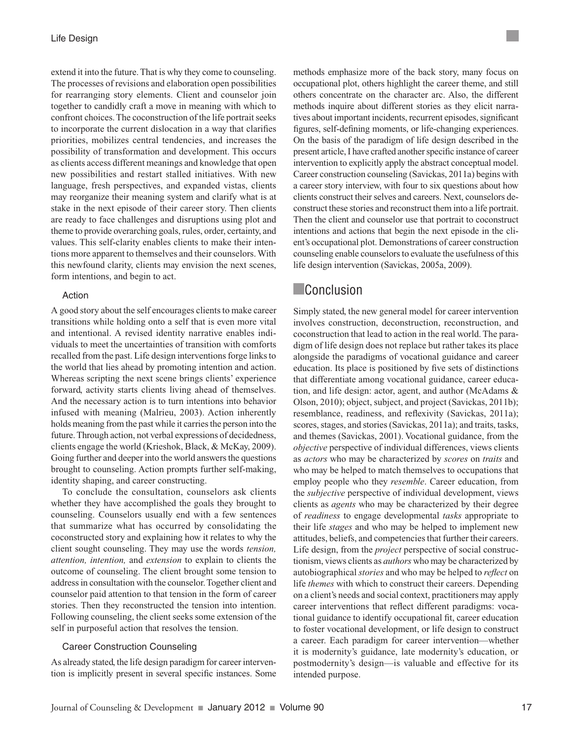extend it into the future. That is why they come to counseling. The processes of revisions and elaboration open possibilities for rearranging story elements. Client and counselor join together to candidly craft a move in meaning with which to confront choices. The coconstruction of the life portrait seeks to incorporate the current dislocation in a way that clarifies priorities, mobilizes central tendencies, and increases the possibility of transformation and development. This occurs as clients access different meanings and knowledge that open new possibilities and restart stalled initiatives. With new language, fresh perspectives, and expanded vistas, clients may reorganize their meaning system and clarify what is at stake in the next episode of their career story. Then clients are ready to face challenges and disruptions using plot and theme to provide overarching goals, rules, order, certainty, and values. This self-clarity enables clients to make their intentions more apparent to themselves and their counselors. With this newfound clarity, clients may envision the next scenes, form intentions, and begin to act.

### Action

A good story about the self encourages clients to make career transitions while holding onto a self that is even more vital and intentional. A revised identity narrative enables individuals to meet the uncertainties of transition with comforts recalled from the past. Life design interventions forge links to the world that lies ahead by promoting intention and action. Whereas scripting the next scene brings clients' experience forward, activity starts clients living ahead of themselves. And the necessary action is to turn intentions into behavior infused with meaning (Malrieu, 2003). Action inherently holds meaning from the past while it carries the person into the future. Through action, not verbal expressions of decidedness, clients engage the world (Krieshok, Black, & McKay, 2009). Going further and deeper into the world answers the questions brought to counseling. Action prompts further self-making, identity shaping, and career constructing.

To conclude the consultation, counselors ask clients whether they have accomplished the goals they brought to counseling. Counselors usually end with a few sentences that summarize what has occurred by consolidating the coconstructed story and explaining how it relates to why the client sought counseling. They may use the words *tension, attention, intention,* and *extension* to explain to clients the outcome of counseling. The client brought some tension to address in consultation with the counselor. Together client and counselor paid attention to that tension in the form of career stories. Then they reconstructed the tension into intention. Following counseling, the client seeks some extension of the self in purposeful action that resolves the tension.

### Career Construction Counseling

As already stated, the life design paradigm for career intervention is implicitly present in several specific instances. Some methods emphasize more of the back story, many focus on occupational plot, others highlight the career theme, and still others concentrate on the character arc. Also, the different methods inquire about different stories as they elicit narratives about important incidents, recurrent episodes, significant figures, self-defining moments, or life-changing experiences. On the basis of the paradigm of life design described in the present article, I have crafted another specific instance of career intervention to explicitly apply the abstract conceptual model. Career construction counseling (Savickas, 2011a) begins with a career story interview, with four to six questions about how clients construct their selves and careers. Next, counselors deconstruct these stories and reconstruct them into a life portrait. Then the client and counselor use that portrait to coconstruct intentions and actions that begin the next episode in the client's occupational plot. Demonstrations of career construction counseling enable counselors to evaluate the usefulness of this life design intervention (Savickas, 2005a, 2009).

## Conclusion

Simply stated, the new general model for career intervention involves construction, deconstruction, reconstruction, and coconstruction that lead to action in the real world. The paradigm of life design does not replace but rather takes its place alongside the paradigms of vocational guidance and career education. Its place is positioned by five sets of distinctions that differentiate among vocational guidance, career education, and life design: actor, agent, and author (McAdams & Olson, 2010); object, subject, and project (Savickas, 2011b); resemblance, readiness, and reflexivity (Savickas, 2011a); scores, stages, and stories (Savickas, 2011a); and traits, tasks, and themes (Savickas, 2001). Vocational guidance, from the *objective* perspective of individual differences, views clients as *actors* who may be characterized by *scores* on *traits* and who may be helped to match themselves to occupations that employ people who they *resemble*. Career education, from the *subjective* perspective of individual development, views clients as *agents* who may be characterized by their degree of *readiness* to engage developmental *tasks* appropriate to their life *stages* and who may be helped to implement new attitudes, beliefs, and competencies that further their careers. Life design, from the *project* perspective of social constructionism, views clients as *authors* who may be characterized by autobiographical *stories* and who may be helped to *reflect* on life *themes* with which to construct their careers. Depending on a client's needs and social context, practitioners may apply career interventions that reflect different paradigms: vocational guidance to identify occupational fit, career education to foster vocational development, or life design to construct a career. Each paradigm for career intervention—whether it is modernity's guidance, late modernity's education, or postmodernity's design—is valuable and effective for its intended purpose.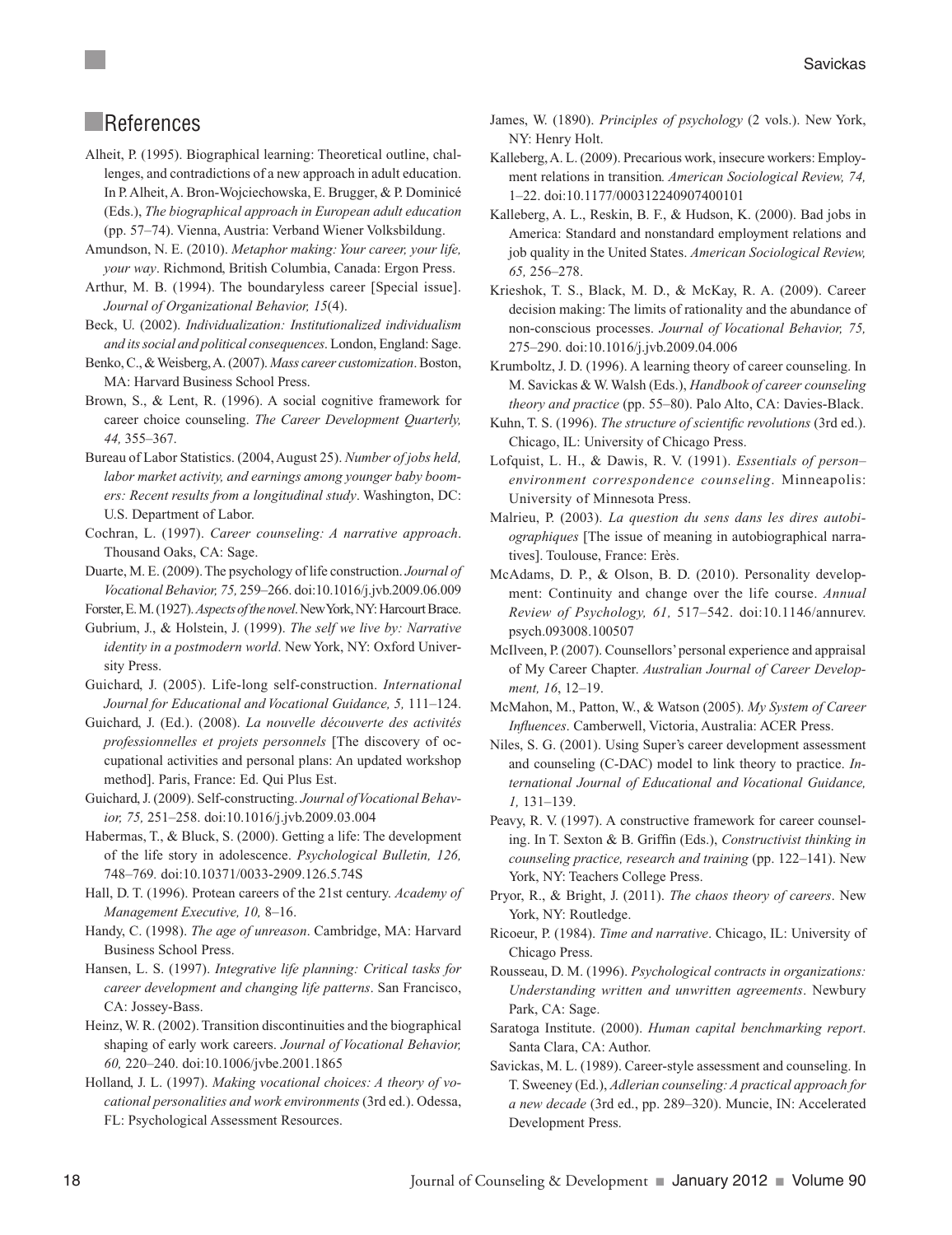## References

Alheit, P. (1995). Biographical learning: Theoretical outline, challenges, and contradictions of a new approach in adult education. In P. Alheit, A. Bron-Wojciechowska, E. Brugger, & P. Dominicé (Eds.), *The biographical approach in European adult education* (pp. 57–74). Vienna, Austria: Verband Wiener Volksbildung.

Amundson, N. E. (2010). *Metaphor making: Your career, your life, your way*. Richmond, British Columbia, Canada: Ergon Press.

Arthur, M. B. (1994). The boundaryless career [Special issue]. *Journal of Organizational Behavior, 15*(4).

Beck, U. (2002). *Individualization: Institutionalized individualism and its social and political consequences*. London, England: Sage.

Benko, C., & Weisberg, A. (2007). *Mass career customization*. Boston, MA: Harvard Business School Press.

Brown, S., & Lent, R. (1996). A social cognitive framework for career choice counseling. *The Career Development Quarterly, 44,* 355–367.

Bureau of Labor Statistics. (2004, August 25). *Number of jobs held, labor market activity, and earnings among younger baby boomers: Recent results from a longitudinal study*. Washington, DC: U.S. Department of Labor.

Cochran, L. (1997). *Career counseling: A narrative approach*. Thousand Oaks, CA: Sage.

Duarte, M. E. (2009). The psychology of life construction. *Journal of Vocational Behavior, 75,* 259–266. doi:10.1016/j.jvb.2009.06.009

Forster, E. M. (1927). *Aspects of the novel*. New York, NY: Harcourt Brace.

Gubrium, J., & Holstein, J. (1999). *The self we live by: Narrative identity in a postmodern world*. New York, NY: Oxford University Press.

Guichard, J. (2005). Life-long self-construction. *International Journal for Educational and Vocational Guidance, 5,* 111–124.

Guichard, J. (Ed.). (2008). *La nouvelle découverte des activités professionnelles et projets personnels* [The discovery of occupational activities and personal plans: An updated workshop method]. Paris, France: Ed. Qui Plus Est.

Guichard, J. (2009). Self-constructing. *Journal of Vocational Behavior, 75,* 251–258. doi:10.1016/j.jvb.2009.03.004

Habermas, T., & Bluck, S. (2000). Getting a life: The development of the life story in adolescence. *Psychological Bulletin, 126,* 748–769*.* doi:10.10371/0033-2909.126.5.74S

Hall, D. T. (1996). Protean careers of the 21st century. *Academy of Management Executive, 10,* 8–16.

Handy, C. (1998). *The age of unreason*. Cambridge, MA: Harvard Business School Press.

Hansen, L. S. (1997). *Integrative life planning: Critical tasks for career development and changing life patterns*. San Francisco, CA: Jossey-Bass.

Heinz, W. R. (2002). Transition discontinuities and the biographical shaping of early work careers. *Journal of Vocational Behavior, 60,* 220–240. doi:10.1006/jvbe.2001.1865

Holland, J. L. (1997). *Making vocational choices: A theory of vocational personalities and work environments* (3rd ed.). Odessa, FL: Psychological Assessment Resources.

James, W. (1890). *Principles of psychology* (2 vols.). New York, NY: Henry Holt.

Kalleberg, A. L. (2009). Precarious work, insecure workers: Employment relations in transition*. American Sociological Review, 74,* 1–22. doi:10.1177/000312240907400101

Kalleberg, A. L., Reskin, B. F., & Hudson, K. (2000). Bad jobs in America: Standard and nonstandard employment relations and job quality in the United States. *American Sociological Review, 65,* 256–278.

Krieshok, T. S., Black, M. D., & McKay, R. A. (2009). Career decision making: The limits of rationality and the abundance of non-conscious processes. *Journal of Vocational Behavior, 75,* 275–290. doi:10.1016/j.jvb.2009.04.006

Krumboltz, J. D. (1996). A learning theory of career counseling. In M. Savickas & W. Walsh (Eds.), *Handbook of career counseling theory and practice* (pp. 55–80). Palo Alto, CA: Davies-Black.

Kuhn, T. S. (1996). *The structure of scientific revolutions* (3rd ed.). Chicago, IL: University of Chicago Press.

Lofquist, L. H., & Dawis, R. V. (1991). *Essentials of person–environment correspondence counseling*. Minneapolis: University of Minnesota Press.

Malrieu, P. (2003). *La question du sens dans les dires autobiographiques* [The issue of meaning in autobiographical narratives]. Toulouse, France: Erès.

McAdams, D. P., & Olson, B. D. (2010). Personality development: Continuity and change over the life course. *Annual Review of Psychology, 61,* 517–542. doi:10.1146/annurev.psych.093008.100507

McIlveen, P. (2007). Counsellors' personal experience and appraisal of My Career Chapter. *Australian Journal of Career Development, 16*, 12–19.

McMahon, M., Patton, W., & Watson (2005). *My System of Career Influences*. Camberwell, Victoria, Australia: ACER Press.

Niles, S. G. (2001). Using Super's career development assessment and counseling (C-DAC) model to link theory to practice. *International Journal of Educational and Vocational Guidance, 1,* 131–139.

Peavy, R. V. (1997). A constructive framework for career counseling. In T. Sexton & B. Griffin (Eds.), *Constructivist thinking in counseling practice, research and training* (pp. 122–141). New York, NY: Teachers College Press.

Pryor, R., & Bright, J. (2011). *The chaos theory of careers*. New York, NY: Routledge.

Ricoeur, P. (1984). *Time and narrative*. Chicago, IL: University of Chicago Press.

Rousseau, D. M. (1996). *Psychological contracts in organizations: Understanding written and unwritten agreements*. Newbury Park, CA: Sage.

Saratoga Institute. (2000). *Human capital benchmarking report*. Santa Clara, CA: Author.

Savickas, M. L. (1989). Career-style assessment and counseling. In T. Sweeney (Ed.), *Adlerian counseling: A practical approach for a new decade* (3rd ed., pp. 289–320). Muncie, IN: Accelerated Development Press.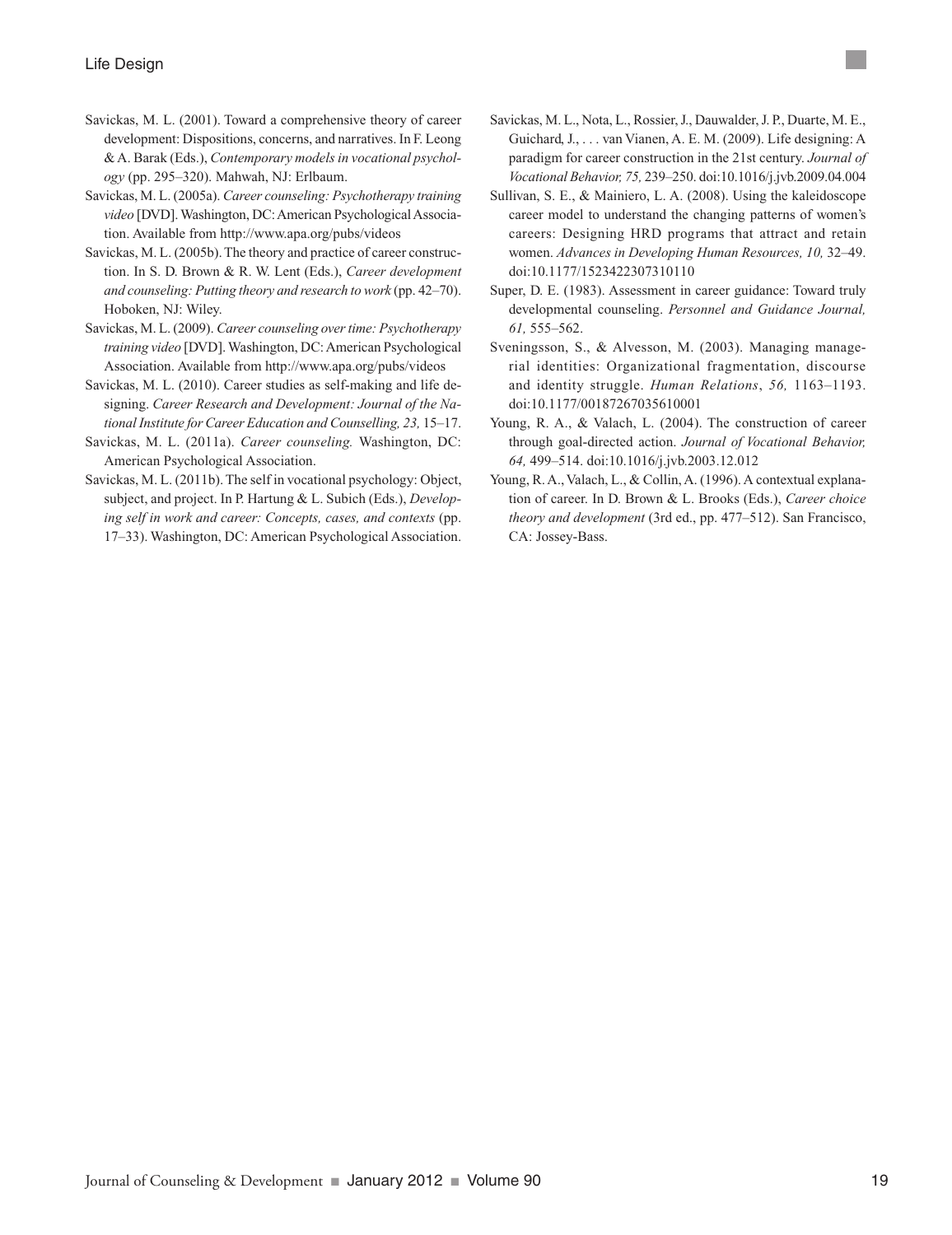Savickas, M. L. (2001). Toward a comprehensive theory of career development: Dispositions, concerns, and narratives. In F. Leong & A. Barak (Eds.), *Contemporary models in vocational psychology* (pp. 295–320). Mahwah, NJ: Erlbaum.

Savickas, M. L. (2005a). *Career counseling: Psychotherapy training video* [DVD]. Washington, DC: American Psychological Association. Available from http://www.apa.org/pubs/videos

Savickas, M. L. (2005b). The theory and practice of career construction. In S. D. Brown & R. W. Lent (Eds.), *Career development and counseling: Putting theory and research to work* (pp. 42–70). Hoboken, NJ: Wiley.

Savickas, M. L. (2009). *Career counseling over time: Psychotherapy training video* [DVD]. Washington, DC: American Psychological Association. Available from http://www.apa.org/pubs/videos

Savickas, M. L. (2010). Career studies as self-making and life designing. *Career Research and Development: Journal of the National Institute for Career Education and Counselling, 23,* 15–17.

Savickas, M. L. (2011a). *Career counseling.* Washington, DC: American Psychological Association.

Savickas, M. L. (2011b). The self in vocational psychology: Object, subject, and project. In P. Hartung & L. Subich (Eds.), *Developing self in work and career: Concepts, cases, and contexts* (pp. 17–33). Washington, DC: American Psychological Association.

Savickas, M. L., Nota, L., Rossier, J., Dauwalder, J. P., Duarte, M. E., Guichard, J., . . . van Vianen, A. E. M. (2009). Life designing: A paradigm for career construction in the 21st century. *Journal of Vocational Behavior, 75,* 239–250. doi:10.1016/j.jvb.2009.04.004

Sullivan, S. E., & Mainiero, L. A. (2008). Using the kaleidoscope career model to understand the changing patterns of women's careers: Designing HRD programs that attract and retain women. *Advances in Developing Human Resources, 10,* 32–49. doi:10.1177/1523422307310110

Super, D. E. (1983). Assessment in career guidance: Toward truly developmental counseling. *Personnel and Guidance Journal, 61,* 555–562.

Sveningsson, S., & Alvesson, M. (2003). Managing managerial identities: Organizational fragmentation, discourse and identity struggle. *Human Relations*, *56,* 1163–1193. doi:10.1177/00187267035610001

Young, R. A., & Valach, L. (2004). The construction of career through goal-directed action. *Journal of Vocational Behavior, 64,* 499–514. doi:10.1016/j.jvb.2003.12.012

Young, R. A., Valach, L., & Collin, A. (1996). A contextual explanation of career. In D. Brown & L. Brooks (Eds.), *Career choice theory and development* (3rd ed., pp. 477–512). San Francisco, CA: Jossey-Bass.